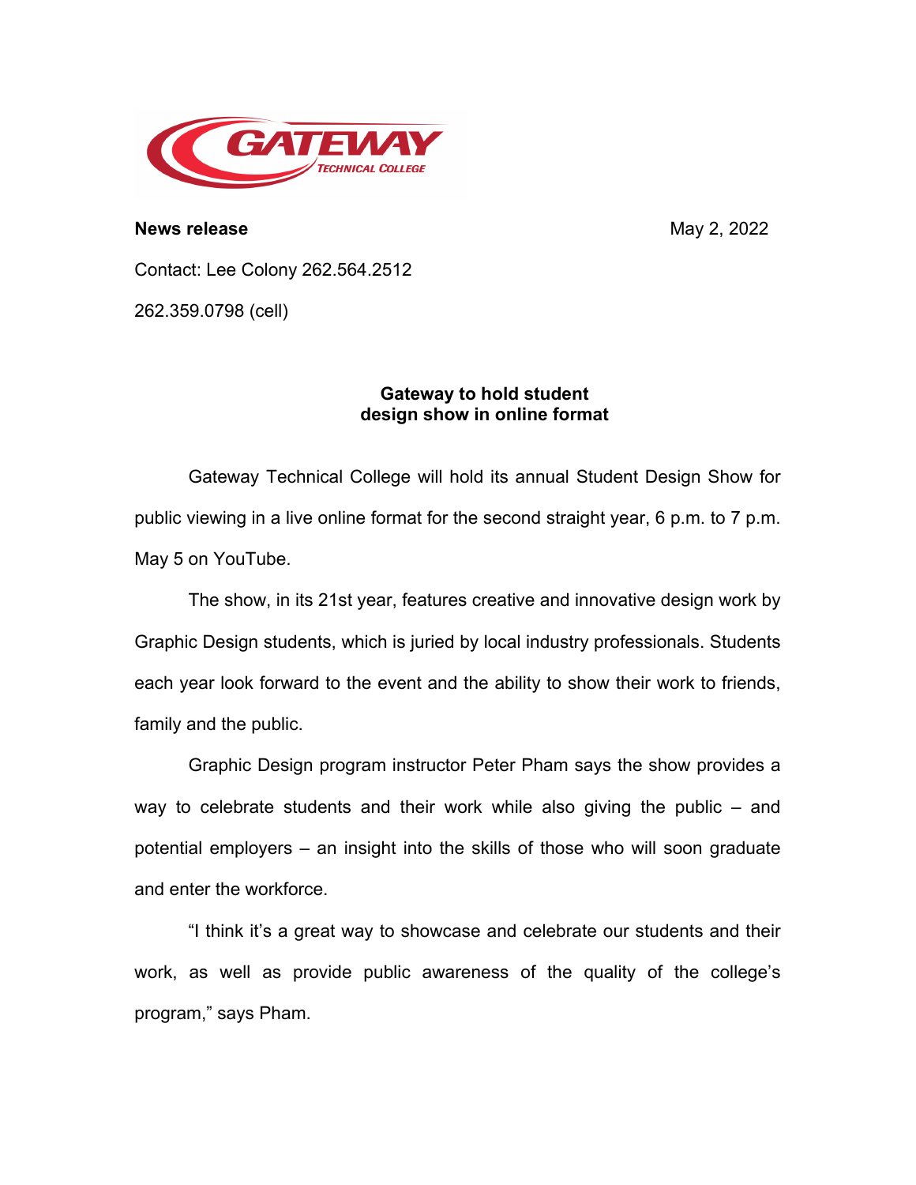**News release** May 2, 2022

Contact: Lee Colony 262.564.2512

262.359.0798 (cell)

# Gateway to hold student design show in online format

Gateway Technical College will hold its annual Student Design Show for public viewing in a live online format for the second straight year, 6 p.m. to 7 p.m. May 5 on YouTube.

The show, in its 21st year, features creative and innovative design work by Graphic Design students, which is juried by local industry professionals. Students each year look forward to the event and the ability to show their work to friends, family and the public.

Graphic Design program instructor Peter Pham says the show provides a way to celebrate students and their work while also giving the public – and potential employers – an insight into the skills of those who will soon graduate and enter the workforce.

"I think it's a great way to showcase and celebrate our students and their work, as well as provide public awareness of the quality of the college's program," says Pham.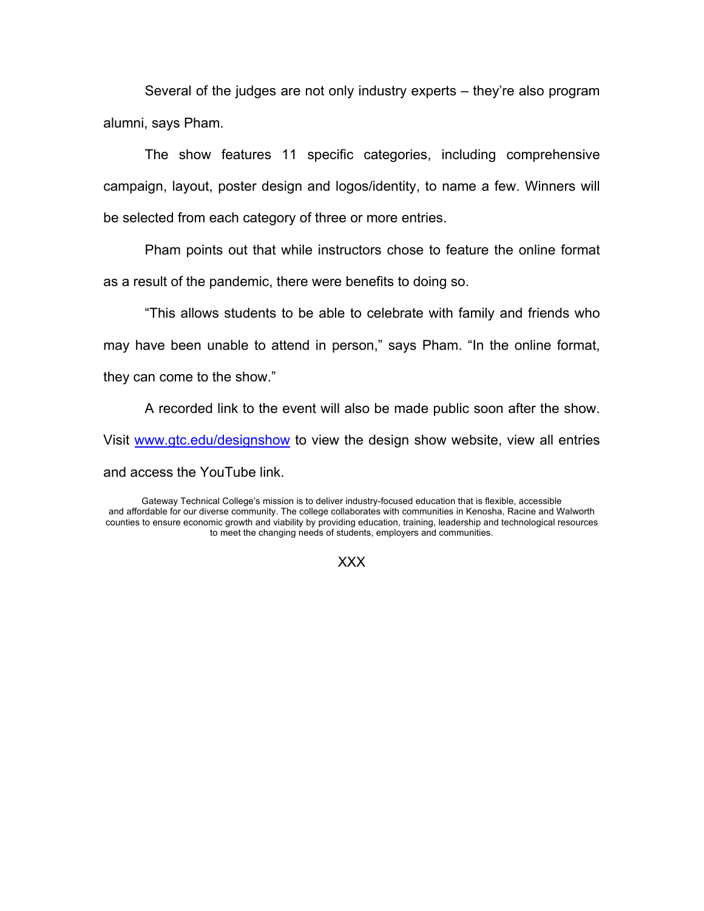Several of the judges are not only industry experts – they're also program alumni, says Pham.

The show features 11 specific categories, including comprehensive campaign, layout, poster design and logos/identity, to name a few. Winners will be selected from each category of three or more entries.

Pham points out that while instructors chose to feature the online format as a result of the pandemic, there were benefits to doing so.

"This allows students to be able to celebrate with family and friends who may have been unable to attend in person," says Pham. "In the online format, they can come to the show."

A recorded link to the event will also be made public soon after the show. Visit [www.gtc.edu/designshow](http://www.gtc.edu/designshow) to view the design show website, view all entries and access the YouTube link.

Gateway Technical College's mission is to deliver industry-focused education that is flexible, accessible and affordable for our diverse community. The college collaborates with communities in Kenosha, Racine and Walworth counties to ensure economic growth and viability by providing education, training, leadership and technological resources to meet the changing needs of students, employers and communities.

XXX